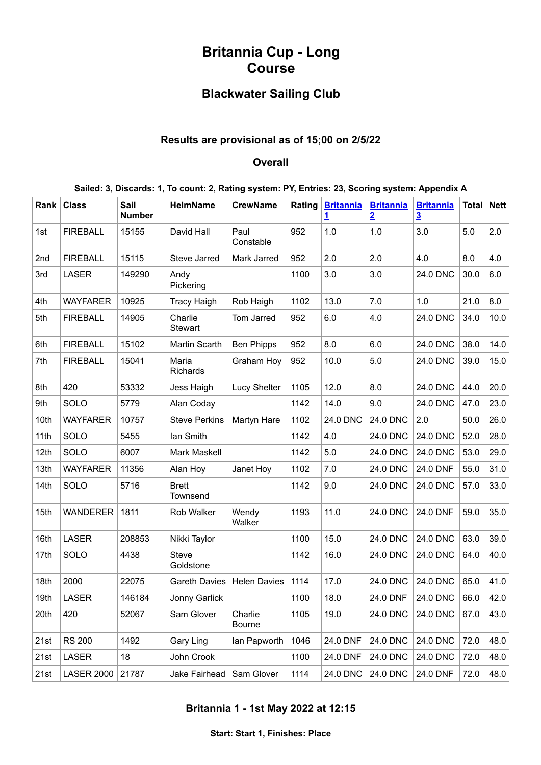# Britannia Cup - Long Course

## Blackwater Sailing Club

### Results are provisional as of 15;00 on 2/5/22

### Overall

**Sailed: 3, Discards: 1, To count: 2, Rating system: PY, Entries: 23, Scoring system: Appendix A**

| Rank | Class | Sail Number | HelmName | CrewName | Rating | Britannia 1 | Britannia 2 | Britannia 3 | Total | Nett |
|---|---|---|---|---|---|---|---|---|---|---|
| 1st | FIREBALL | 15155 | David Hall | Paul Constable | 952 | 1.0 | 1.0 | 3.0 | 5.0 | 2.0 |
| 2nd | FIREBALL | 15115 | Steve Jarred | Mark Jarred | 952 | 2.0 | 2.0 | 4.0 | 8.0 | 4.0 |
| 3rd | LASER | 149290 | Andy Pickering | | 1100 | 3.0 | 3.0 | 24.0 DNC | 30.0 | 6.0 |
| 4th | WAYFARER | 10925 | Tracy Haigh | Rob Haigh | 1102 | 13.0 | 7.0 | 1.0 | 21.0 | 8.0 |
| 5th | FIREBALL | 14905 | Charlie Stewart | Tom Jarred | 952 | 6.0 | 4.0 | 24.0 DNC | 34.0 | 10.0 |
| 6th | FIREBALL | 15102 | Martin Scarth | Ben Phipps | 952 | 8.0 | 6.0 | 24.0 DNC | 38.0 | 14.0 |
| 7th | FIREBALL | 15041 | Maria Richards | Graham Hoy | 952 | 10.0 | 5.0 | 24.0 DNC | 39.0 | 15.0 |
| 8th | 420 | 53332 | Jess Haigh | Lucy Shelter | 1105 | 12.0 | 8.0 | 24.0 DNC | 44.0 | 20.0 |
| 9th | SOLO | 5779 | Alan Coday | | 1142 | 14.0 | 9.0 | 24.0 DNC | 47.0 | 23.0 |
| 10th | WAYFARER | 10757 | Steve Perkins | Martyn Hare | 1102 | 24.0 DNC | 24.0 DNC | 2.0 | 50.0 | 26.0 |
| 11th | SOLO | 5455 | Ian Smith | | 1142 | 4.0 | 24.0 DNC | 24.0 DNC | 52.0 | 28.0 |
| 12th | SOLO | 6007 | Mark Maskell | | 1142 | 5.0 | 24.0 DNC | 24.0 DNC | 53.0 | 29.0 |
| 13th | WAYFARER | 11356 | Alan Hoy | Janet Hoy | 1102 | 7.0 | 24.0 DNC | 24.0 DNF | 55.0 | 31.0 |
| 14th | SOLO | 5716 | Brett Townsend | | 1142 | 9.0 | 24.0 DNC | 24.0 DNC | 57.0 | 33.0 |
| 15th | WANDERER | 1811 | Rob Walker | Wendy Walker | 1193 | 11.0 | 24.0 DNC | 24.0 DNF | 59.0 | 35.0 |
| 16th | LASER | 208853 | Nikki Taylor | | 1100 | 15.0 | 24.0 DNC | 24.0 DNC | 63.0 | 39.0 |
| 17th | SOLO | 4438 | Steve Goldstone | | 1142 | 16.0 | 24.0 DNC | 24.0 DNC | 64.0 | 40.0 |
| 18th | 2000 | 22075 | Gareth Davies | Helen Davies | 1114 | 17.0 | 24.0 DNC | 24.0 DNC | 65.0 | 41.0 |
| 19th | LASER | 146184 | Jonny Garlick | | 1100 | 18.0 | 24.0 DNF | 24.0 DNC | 66.0 | 42.0 |
| 20th | 420 | 52067 | Sam Glover | Charlie Bourne | 1105 | 19.0 | 24.0 DNC | 24.0 DNC | 67.0 | 43.0 |
| 21st | RS 200 | 1492 | Gary Ling | Ian Papworth | 1046 | 24.0 DNF | 24.0 DNC | 24.0 DNC | 72.0 | 48.0 |
| 21st | LASER | 18 | John Crook | | 1100 | 24.0 DNF | 24.0 DNC | 24.0 DNC | 72.0 | 48.0 |
| 21st | LASER 2000 | 21787 | Jake Fairhead | Sam Glover | 1114 | 24.0 DNC | 24.0 DNC | 24.0 DNF | 72.0 | 48.0 |

### Britannia 1 - 1st May 2022 at 12:15

**Start: Start 1, Finishes: Place**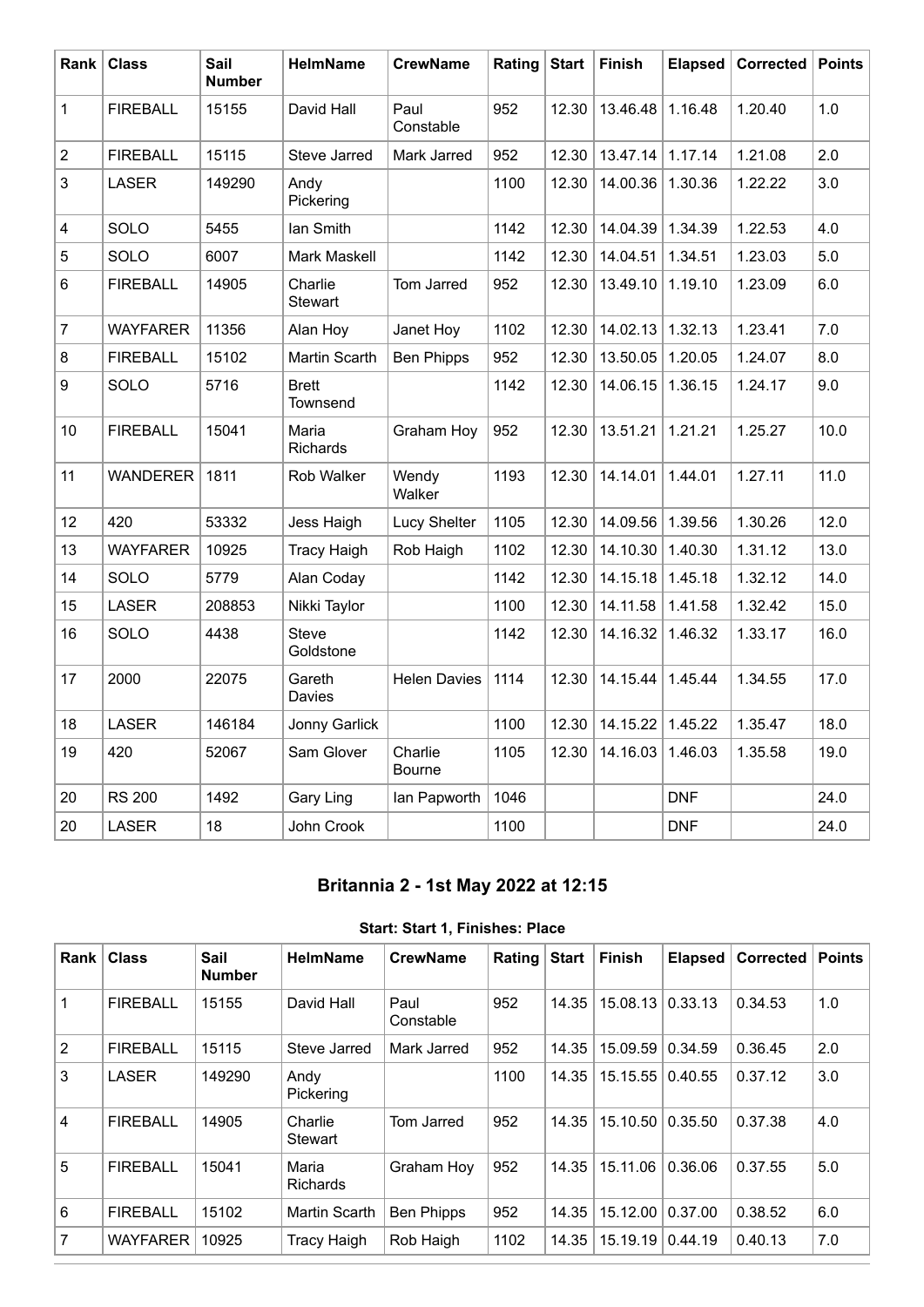| Rank | Class | Sail Number | HelmName | CrewName | Rating | Start | Finish | Elapsed | Corrected | Points |
|---|---|---|---|---|---|---|---|---|---|---|
| 1 | FIREBALL | 15155 | David Hall | Paul Constable | 952 | 12.30 | 13.46.48 | 1.16.48 | 1.20.40 | 1.0 |
| 2 | FIREBALL | 15115 | Steve Jarred | Mark Jarred | 952 | 12.30 | 13.47.14 | 1.17.14 | 1.21.08 | 2.0 |
| 3 | LASER | 149290 | Andy Pickering | | 1100 | 12.30 | 14.00.36 | 1.30.36 | 1.22.22 | 3.0 |
| 4 | SOLO | 5455 | Ian Smith | | 1142 | 12.30 | 14.04.39 | 1.34.39 | 1.22.53 | 4.0 |
| 5 | SOLO | 6007 | Mark Maskell | | 1142 | 12.30 | 14.04.51 | 1.34.51 | 1.23.03 | 5.0 |
| 6 | FIREBALL | 14905 | Charlie Stewart | Tom Jarred | 952 | 12.30 | 13.49.10 | 1.19.10 | 1.23.09 | 6.0 |
| 7 | WAYFARER | 11356 | Alan Hoy | Janet Hoy | 1102 | 12.30 | 14.02.13 | 1.32.13 | 1.23.41 | 7.0 |
| 8 | FIREBALL | 15102 | Martin Scarth | Ben Phipps | 952 | 12.30 | 13.50.05 | 1.20.05 | 1.24.07 | 8.0 |
| 9 | SOLO | 5716 | Brett Townsend | | 1142 | 12.30 | 14.06.15 | 1.36.15 | 1.24.17 | 9.0 |
| 10 | FIREBALL | 15041 | Maria Richards | Graham Hoy | 952 | 12.30 | 13.51.21 | 1.21.21 | 1.25.27 | 10.0 |
| 11 | WANDERER | 1811 | Rob Walker | Wendy Walker | 1193 | 12.30 | 14.14.01 | 1.44.01 | 1.27.11 | 11.0 |
| 12 | 420 | 53332 | Jess Haigh | Lucy Shelter | 1105 | 12.30 | 14.09.56 | 1.39.56 | 1.30.26 | 12.0 |
| 13 | WAYFARER | 10925 | Tracy Haigh | Rob Haigh | 1102 | 12.30 | 14.10.30 | 1.40.30 | 1.31.12 | 13.0 |
| 14 | SOLO | 5779 | Alan Coday | | 1142 | 12.30 | 14.15.18 | 1.45.18 | 1.32.12 | 14.0 |
| 15 | LASER | 208853 | Nikki Taylor | | 1100 | 12.30 | 14.11.58 | 1.41.58 | 1.32.42 | 15.0 |
| 16 | SOLO | 4438 | Steve Goldstone | | 1142 | 12.30 | 14.16.32 | 1.46.32 | 1.33.17 | 16.0 |
| 17 | 2000 | 22075 | Gareth Davies | Helen Davies | 1114 | 12.30 | 14.15.44 | 1.45.44 | 1.34.55 | 17.0 |
| 18 | LASER | 146184 | Jonny Garlick | | 1100 | 12.30 | 14.15.22 | 1.45.22 | 1.35.47 | 18.0 |
| 19 | 420 | 52067 | Sam Glover | Charlie Bourne | 1105 | 12.30 | 14.16.03 | 1.46.03 | 1.35.58 | 19.0 |
| 20 | RS 200 | 1492 | Gary Ling | Ian Papworth | 1046 | | | DNF | | 24.0 |
| 20 | LASER | 18 | John Crook | | 1100 | | | DNF | | 24.0 |

## Britannia 2 - 1st May 2022 at 12:15

**Start: Start 1, Finishes: Place**

| Rank | Class | Sail Number | HelmName | CrewName | Rating | Start | Finish | Elapsed | Corrected | Points |
|---|---|---|---|---|---|---|---|---|---|---|
| 1 | FIREBALL | 15155 | David Hall | Paul Constable | 952 | 14.35 | 15.08.13 | 0.33.13 | 0.34.53 | 1.0 |
| 2 | FIREBALL | 15115 | Steve Jarred | Mark Jarred | 952 | 14.35 | 15.09.59 | 0.34.59 | 0.36.45 | 2.0 |
| 3 | LASER | 149290 | Andy Pickering | | 1100 | 14.35 | 15.15.55 | 0.40.55 | 0.37.12 | 3.0 |
| 4 | FIREBALL | 14905 | Charlie Stewart | Tom Jarred | 952 | 14.35 | 15.10.50 | 0.35.50 | 0.37.38 | 4.0 |
| 5 | FIREBALL | 15041 | Maria Richards | Graham Hoy | 952 | 14.35 | 15.11.06 | 0.36.06 | 0.37.55 | 5.0 |
| 6 | FIREBALL | 15102 | Martin Scarth | Ben Phipps | 952 | 14.35 | 15.12.00 | 0.37.00 | 0.38.52 | 6.0 |
| 7 | WAYFARER | 10925 | Tracy Haigh | Rob Haigh | 1102 | 14.35 | 15.19.19 | 0.44.19 | 0.40.13 | 7.0 |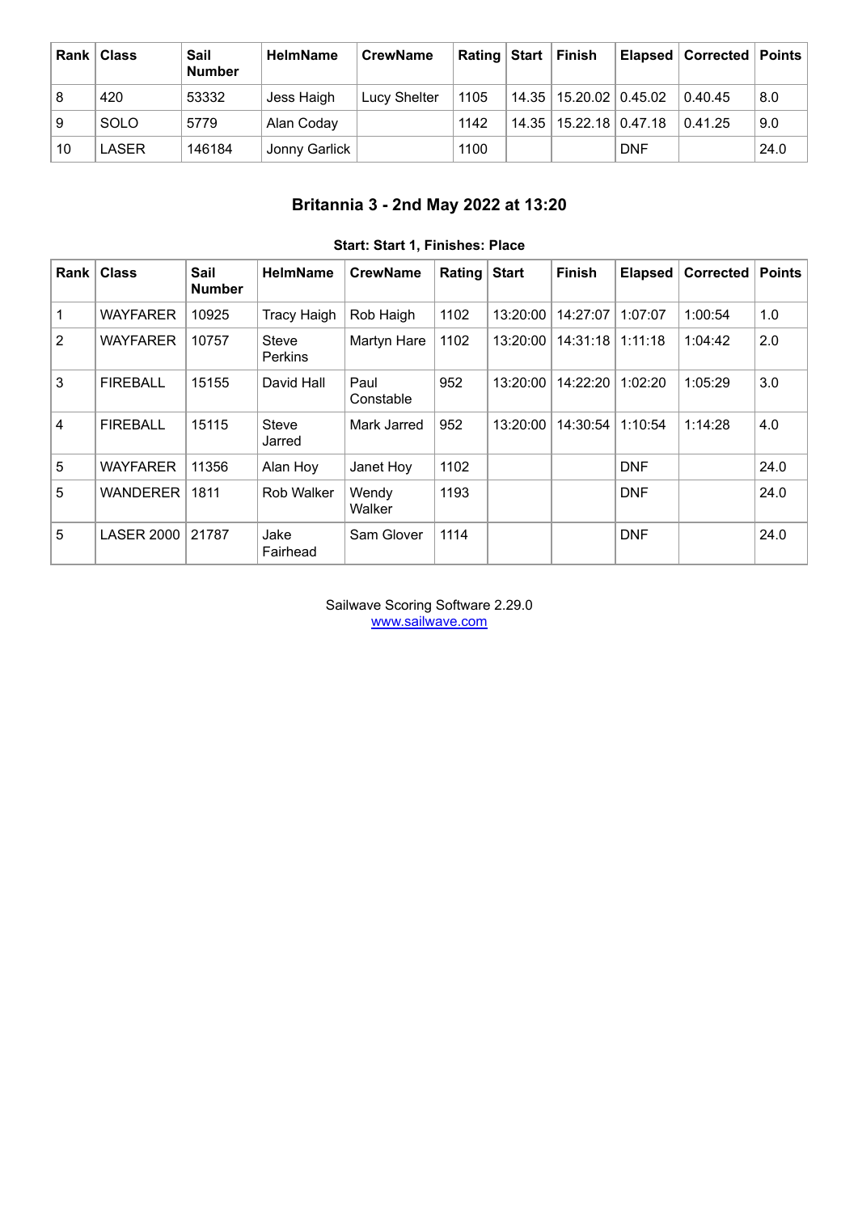| Rank | Class | Sail Number | HelmName | CrewName | Rating | Start | Finish | Elapsed | Corrected | Points |
|---|---|---|---|---|---|---|---|---|---|---|
| 8 | 420 | 53332 | Jess Haigh | Lucy Shelter | 1105 | 14.35 | 15.20.02 | 0.45.02 | 0.40.45 | 8.0 |
| 9 | SOLO | 5779 | Alan Coday | | 1142 | 14.35 | 15.22.18 | 0.47.18 | 0.41.25 | 9.0 |
| 10 | LASER | 146184 | Jonny Garlick | | 1100 | | | DNF | | 24.0 |

## Britannia 3 - 2nd May 2022 at 13:20

**Start: Start 1, Finishes: Place**

| Rank | Class | Sail Number | HelmName | CrewName | Rating | Start | Finish | Elapsed | Corrected | Points |
|---|---|---|---|---|---|---|---|---|---|---|
| 1 | WAYFARER | 10925 | Tracy Haigh | Rob Haigh | 1102 | 13:20:00 | 14:27:07 | 1:07:07 | 1:00:54 | 1.0 |
| 2 | WAYFARER | 10757 | Steve Perkins | Martyn Hare | 1102 | 13:20:00 | 14:31:18 | 1:11:18 | 1:04:42 | 2.0 |
| 3 | FIREBALL | 15155 | David Hall | Paul Constable | 952 | 13:20:00 | 14:22:20 | 1:02:20 | 1:05:29 | 3.0 |
| 4 | FIREBALL | 15115 | Steve Jarred | Mark Jarred | 952 | 13:20:00 | 14:30:54 | 1:10:54 | 1:14:28 | 4.0 |
| 5 | WAYFARER | 11356 | Alan Hoy | Janet Hoy | 1102 | | | DNF | | 24.0 |
| 5 | WANDERER | 1811 | Rob Walker | Wendy Walker | 1193 | | | DNF | | 24.0 |
| 5 | LASER 2000 | 21787 | Jake Fairhead | Sam Glover | 1114 | | | DNF | | 24.0 |

Sailwave Scoring Software 2.29.0
[www.sailwave.com](http://www.sailwave.com)